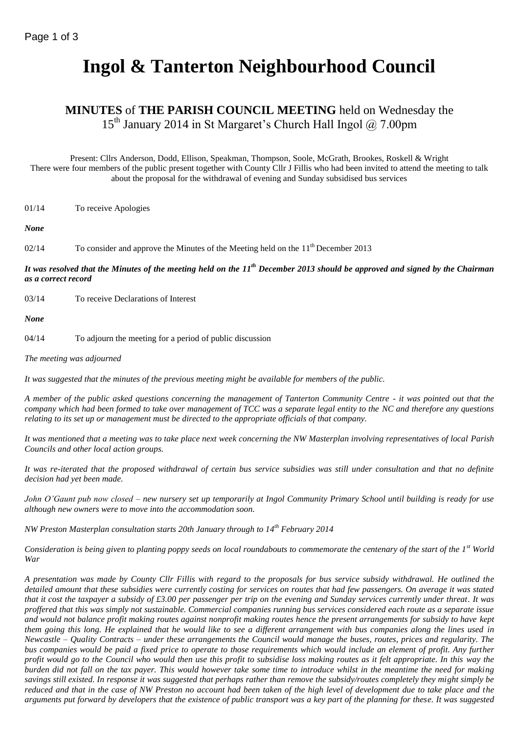# Ingol & Tanterton Neighbourhood Council

## **MINUTES** of **THE PARISH COUNCIL MEETING** held on Wednesday the 15th January 2014 in St Margaret's Church Hall Ingol @ 7.00pm

Present: Cllrs Anderson, Dodd, Ellison, Speakman, Thompson, Soole, McGrath, Brookes, Roskell & Wright
There were four members of the public present together with County Cllr J Fillis who had been invited to attend the meeting to talk about the proposal for the withdrawal of evening and Sunday subsidised bus services

01/14 To receive Apologies

***None***

02/14 To consider and approve the Minutes of the Meeting held on the 11th December 2013

***It was resolved that the Minutes of the meeting held on the 11th December 2013 should be approved and signed by the Chairman as a correct record***

03/14 To receive Declarations of Interest

***None***

04/14 To adjourn the meeting for a period of public discussion

*The meeting was adjourned*

*It was suggested that the minutes of the previous meeting might be available for members of the public.*

*A member of the public asked questions concerning the management of Tanterton Community Centre - it was pointed out that the company which had been formed to take over management of TCC was a separate legal entity to the NC and therefore any questions relating to its set up or management must be directed to the appropriate officials of that company.*

*It was mentioned that a meeting was to take place next week concerning the NW Masterplan involving representatives of local Parish Councils and other local action groups.*

*It was re-iterated that the proposed withdrawal of certain bus service subsidies was still under consultation and that no definite decision had yet been made.*

*John O'Gaunt pub now closed – new nursery set up temporarily at Ingol Community Primary School until building is ready for use although new owners were to move into the accommodation soon.*

*NW Preston Masterplan consultation starts 20th January through to 14th February 2014*

*Consideration is being given to planting poppy seeds on local roundabouts to commemorate the centenary of the start of the 1st World War*

*A presentation was made by County Cllr Fillis with regard to the proposals for bus service subsidy withdrawal. He outlined the detailed amount that these subsidies were currently costing for services on routes that had few passengers. On average it was stated that it cost the taxpayer a subsidy of £3.00 per passenger per trip on the evening and Sunday services currently under threat. It was proffered that this was simply not sustainable. Commercial companies running bus services considered each route as a separate issue and would not balance profit making routes against nonprofit making routes hence the present arrangements for subsidy to have kept them going this long. He explained that he would like to see a different arrangement with bus companies along the lines used in Newcastle – Quality Contracts – under these arrangements the Council would manage the buses, routes, prices and regularity. The bus companies would be paid a fixed price to operate to those requirements which would include an element of profit. Any further profit would go to the Council who would then use this profit to subsidise loss making routes as it felt appropriate. In this way the burden did not fall on the tax payer. This would however take some time to introduce whilst in the meantime the need for making savings still existed. In response it was suggested that perhaps rather than remove the subsidy/routes completely they might simply be reduced and that in the case of NW Preston no account had been taken of the high level of development due to take place and the arguments put forward by developers that the existence of public transport was a key part of the planning for these. It was suggested*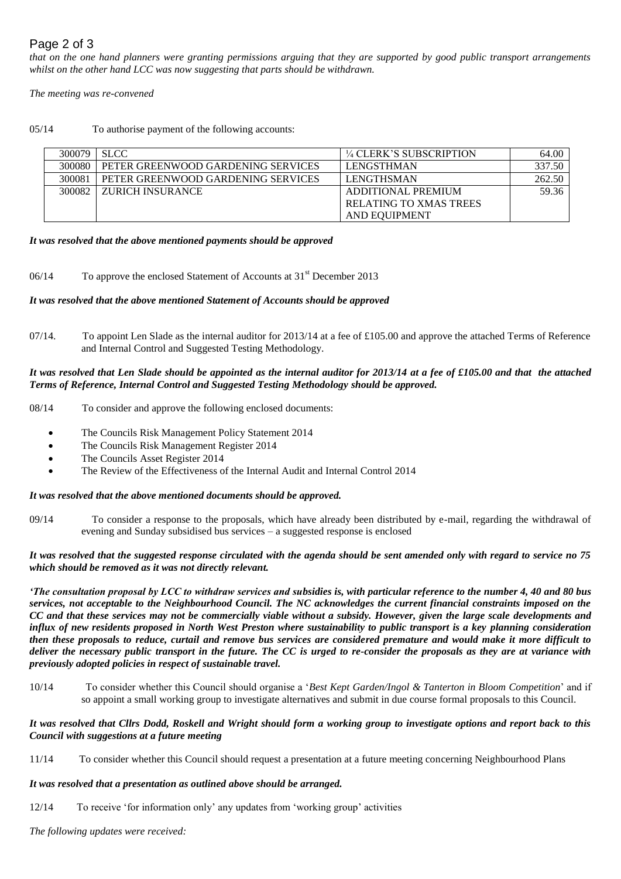*that on the one hand planners were granting permissions arguing that they are supported by good public transport arrangements whilst on the other hand LCC was now suggesting that parts should be withdrawn.*

*The meeting was re-convened*

05/14 To authorise payment of the following accounts:

| | | | |
|---|---|---|---|
| 300079 | SLCC | ¼ CLERK'S SUBSCRIPTION | 64.00 |
| 300080 | PETER GREENWOOD GARDENING SERVICES | LENGSTHMAN | 337.50 |
| 300081 | PETER GREENWOOD GARDENING SERVICES | LENGTHSMAN | 262.50 |
| 300082 | ZURICH INSURANCE | ADDITIONAL PREMIUM RELATING TO XMAS TREES AND EQUIPMENT | 59.36 |

***It was resolved that the above mentioned payments should be approved***

06/14 To approve the enclosed Statement of Accounts at 31st December 2013

***It was resolved that the above mentioned Statement of Accounts should be approved***

07/14. To appoint Len Slade as the internal auditor for 2013/14 at a fee of £105.00 and approve the attached Terms of Reference and Internal Control and Suggested Testing Methodology.

***It was resolved that Len Slade should be appointed as the internal auditor for 2013/14 at a fee of £105.00 and that the attached Terms of Reference, Internal Control and Suggested Testing Methodology should be approved.***

08/14 To consider and approve the following enclosed documents:

- The Councils Risk Management Policy Statement 2014
- The Councils Risk Management Register 2014
- The Councils Asset Register 2014
- The Review of the Effectiveness of the Internal Audit and Internal Control 2014

***It was resolved that the above mentioned documents should be approved.***

09/14 To consider a response to the proposals, which have already been distributed by e-mail, regarding the withdrawal of evening and Sunday subsidised bus services – a suggested response is enclosed

***It was resolved that the suggested response circulated with the agenda should be sent amended only with regard to service no 75 which should be removed as it was not directly relevant.***

***'The consultation proposal by LCC to withdraw services and subsidies is, with particular reference to the number 4, 40 and 80 bus services, not acceptable to the Neighbourhood Council. The NC acknowledges the current financial constraints imposed on the CC and that these services may not be commercially viable without a subsidy. However, given the large scale developments and influx of new residents proposed in North West Preston where sustainability to public transport is a key planning consideration then these proposals to reduce, curtail and remove bus services are considered premature and would make it more difficult to deliver the necessary public transport in the future. The CC is urged to re-consider the proposals as they are at variance with previously adopted policies in respect of sustainable travel.***

10/14 To consider whether this Council should organise a '*Best Kept Garden/Ingol & Tanterton in Bloom Competition*' and if so appoint a small working group to investigate alternatives and submit in due course formal proposals to this Council.

***It was resolved that Cllrs Dodd, Roskell and Wright should form a working group to investigate options and report back to this Council with suggestions at a future meeting***

11/14 To consider whether this Council should request a presentation at a future meeting concerning Neighbourhood Plans

***It was resolved that a presentation as outlined above should be arranged.***

12/14 To receive 'for information only' any updates from 'working group' activities

*The following updates were received:*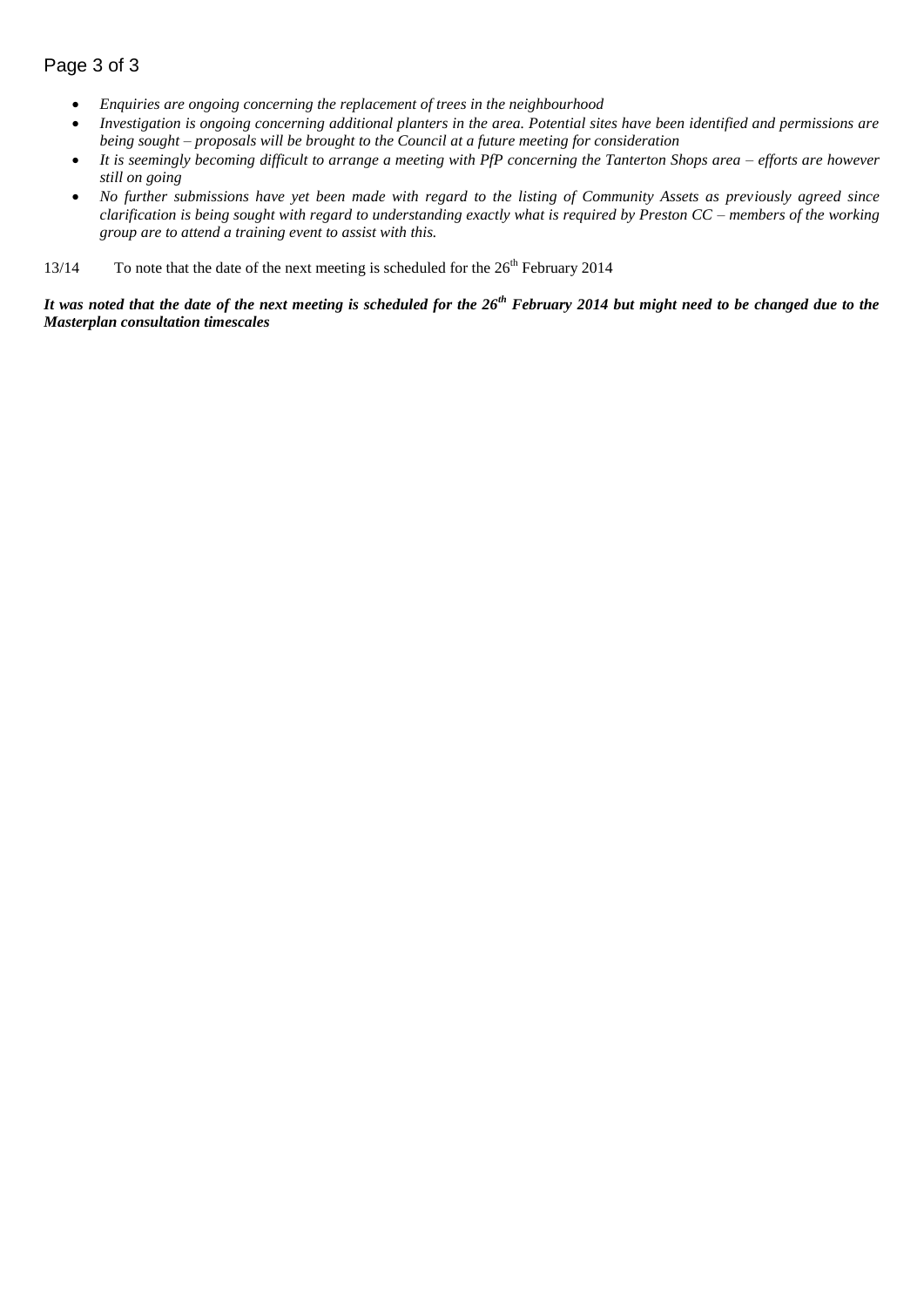- *Enquiries are ongoing concerning the replacement of trees in the neighbourhood*
- *Investigation is ongoing concerning additional planters in the area. Potential sites have been identified and permissions are being sought – proposals will be brought to the Council at a future meeting for consideration*
- *It is seemingly becoming difficult to arrange a meeting with PfP concerning the Tanterton Shops area – efforts are however still on going*
- *No further submissions have yet been made with regard to the listing of Community Assets as previously agreed since clarification is being sought with regard to understanding exactly what is required by Preston CC – members of the working group are to attend a training event to assist with this.*

13/14 To note that the date of the next meeting is scheduled for the 26th February 2014

***It was noted that the date of the next meeting is scheduled for the 26th February 2014 but might need to be changed due to the Masterplan consultation timescales***